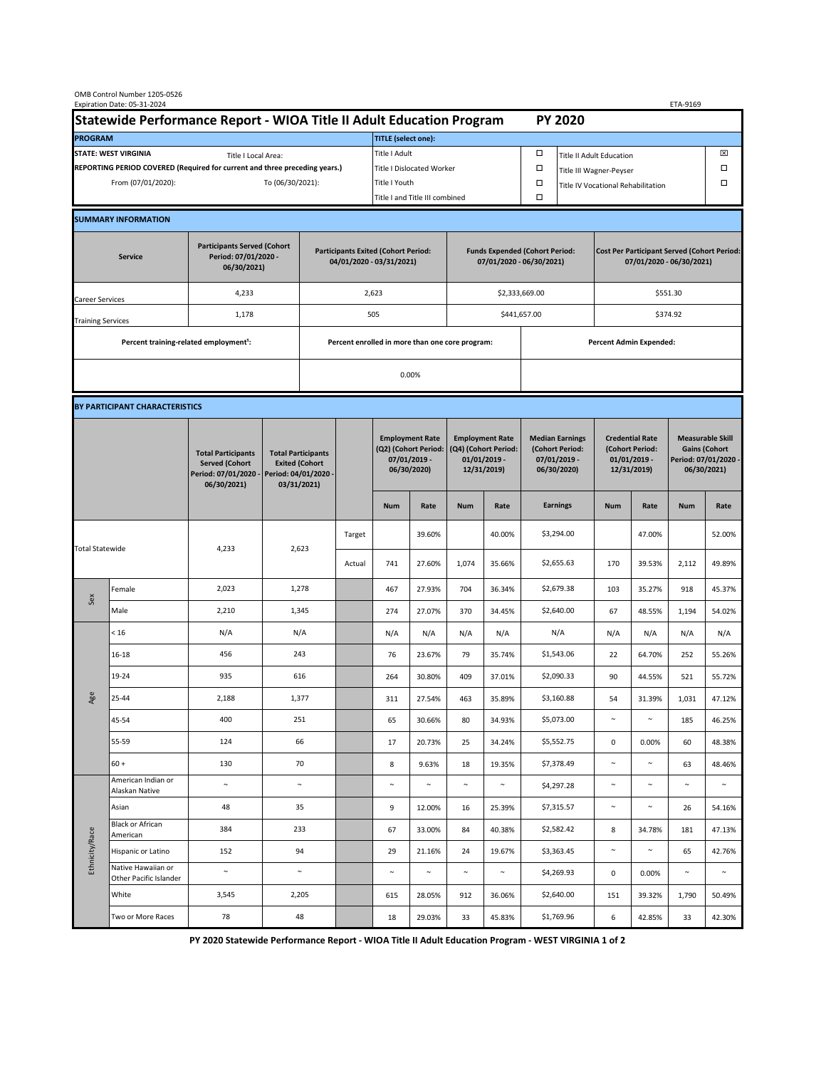OMB Control Number 1205-0526
Expiration Date: 05-31-2024

ETA-9169

# Statewide Performance Report - WIOA Title II Adult Education Program — PY 2020

| PROGRAM | | TITLE (select one): | | | |
|---|---|---|---|---|---|
| STATE: WEST VIRGINIA | Title I Local Area: | Title I Adult | ☐ | Title II Adult Education | ☒ |
| REPORTING PERIOD COVERED (Required for current and three preceding years.) | | Title I Dislocated Worker | ☐ | Title III Wagner-Peyser | ☐ |
| From (07/01/2020): | To (06/30/2021): | Title I Youth | ☐ | Title IV Vocational Rehabilitation | ☐ |
| | | Title I and Title III combined | ☐ | | |

## SUMMARY INFORMATION

| Service | Participants Served (Cohort Period: 07/01/2020 - 06/30/2021) | Participants Exited (Cohort Period: 04/01/2020 - 03/31/2021) | Funds Expended (Cohort Period: 07/01/2020 - 06/30/2021) | Cost Per Participant Served (Cohort Period: 07/01/2020 - 06/30/2021) |
|---|---|---|---|---|
| Career Services | 4,233 | 2,623 | $2,333,669.00 | $551.30 |
| Training Services | 1,178 | 505 | $441,657.00 | $374.92 |

| Percent training-related employment[1]: | Percent enrolled in more than one core program: | Percent Admin Expended: |
|---|---|---|
| | 0.00% | |

## BY PARTICIPANT CHARACTERISTICS

| | | Total Participants Served (Cohort Period: 07/01/2020 - 06/30/2021) | Total Participants Exited (Cohort Period: 04/01/2020 - 03/31/2021) | | Employment Rate (Q2) (Cohort Period: 07/01/2019 - 06/30/2020) | | Employment Rate (Q4) (Cohort Period: 01/01/2019 - 12/31/2019) | | Median Earnings (Cohort Period: 07/01/2019 - 06/30/2020) | Credential Rate (Cohort Period: 01/01/2019 - 12/31/2019) | | Measurable Skill Gains (Cohort Period: 07/01/2020 - 06/30/2021) | |
|---|---|---|---|---|---|---|---|---|---|---|---|---|---|
| | | | | | Num | Rate | Num | Rate | Earnings | Num | Rate | Num | Rate |
| Total Statewide | | 4,233 | 2,623 | Target | | 39.60% | | 40.00% | $3,294.00 | | 47.00% | | 52.00% |
| | | | | Actual | 741 | 27.60% | 1,074 | 35.66% | $2,655.63 | 170 | 39.53% | 2,112 | 49.89% |
| Sex | Female | 2,023 | 1,278 | | 467 | 27.93% | 704 | 36.34% | $2,679.38 | 103 | 35.27% | 918 | 45.37% |
| | Male | 2,210 | 1,345 | | 274 | 27.07% | 370 | 34.45% | $2,640.00 | 67 | 48.55% | 1,194 | 54.02% |
| Age | < 16 | N/A | N/A | | N/A | N/A | N/A | N/A | N/A | N/A | N/A | N/A | N/A |
| | 16-18 | 456 | 243 | | 76 | 23.67% | 79 | 35.74% | $1,543.06 | 22 | 64.70% | 252 | 55.26% |
| | 19-24 | 935 | 616 | | 264 | 30.80% | 409 | 37.01% | $2,090.33 | 90 | 44.55% | 521 | 55.72% |
| | 25-44 | 2,188 | 1,377 | | 311 | 27.54% | 463 | 35.89% | $3,160.88 | 54 | 31.39% | 1,031 | 47.12% |
| | 45-54 | 400 | 251 | | 65 | 30.66% | 80 | 34.93% | $5,073.00 | ~ | ~ | 185 | 46.25% |
| | 55-59 | 124 | 66 | | 17 | 20.73% | 25 | 34.24% | $5,552.75 | 0 | 0.00% | 60 | 48.38% |
| | 60 + | 130 | 70 | | 8 | 9.63% | 18 | 19.35% | $7,378.49 | ~ | ~ | 63 | 48.46% |
| Ethnicity/Race | American Indian or Alaskan Native | ~ | ~ | | ~ | ~ | ~ | ~ | $4,297.28 | ~ | ~ | ~ | ~ |
| | Asian | 48 | 35 | | 9 | 12.00% | 16 | 25.39% | $7,315.57 | ~ | ~ | 26 | 54.16% |
| | Black or African American | 384 | 233 | | 67 | 33.00% | 84 | 40.38% | $2,582.42 | 8 | 34.78% | 181 | 47.13% |
| | Hispanic or Latino | 152 | 94 | | 29 | 21.16% | 24 | 19.67% | $3,363.45 | ~ | ~ | 65 | 42.76% |
| | Native Hawaiian or Other Pacific Islander | ~ | ~ | | ~ | ~ | ~ | ~ | $4,269.93 | 0 | 0.00% | ~ | ~ |
| | White | 3,545 | 2,205 | | 615 | 28.05% | 912 | 36.06% | $2,640.00 | 151 | 39.32% | 1,790 | 50.49% |
| | Two or More Races | 78 | 48 | | 18 | 29.03% | 33 | 45.83% | $1,769.96 | 6 | 42.85% | 33 | 42.30% |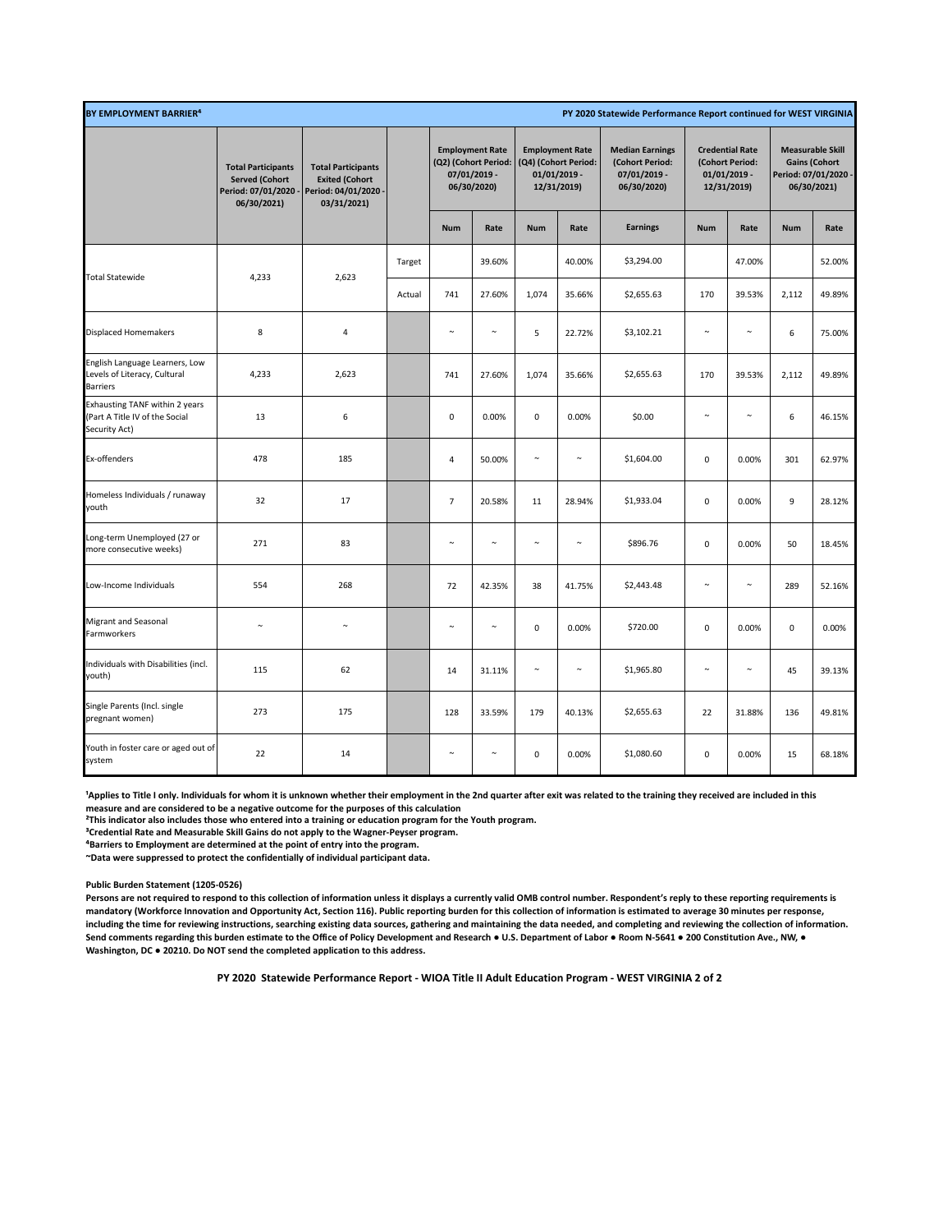| BY EMPLOYMENT BARRIER[4] | | | | PY 2020 Statewide Performance Report continued for WEST VIRGINIA | | | | | | | | | |
|---|---|---|---|---|---|---|---|---|---|---|---|---|---|
| | Total Participants Served (Cohort Period: 07/01/2020 - 06/30/2021) | Total Participants Exited (Cohort Period: 04/01/2020 - 03/31/2021) | | Employment Rate (Q2) (Cohort Period: 07/01/2019 - 06/30/2020) | | Employment Rate (Q4) (Cohort Period: 01/01/2019 - 12/31/2019) | | Median Earnings (Cohort Period: 07/01/2019 - 06/30/2020) | Credential Rate (Cohort Period: 01/01/2019 - 12/31/2019) | | Measurable Skill Gains (Cohort Period: 07/01/2020 - 06/30/2021) | |
| | | | | Num | Rate | Num | Rate | Earnings | Num | Rate | Num | Rate |
| Total Statewide | 4,233 | 2,623 | Target | | 39.60% | | 40.00% | $3,294.00 | | 47.00% | | 52.00% |
| | | | Actual | 741 | 27.60% | 1,074 | 35.66% | $2,655.63 | 170 | 39.53% | 2,112 | 49.89% |
| Displaced Homemakers | 8 | 4 | | ~ | ~ | 5 | 22.72% | $3,102.21 | ~ | ~ | 6 | 75.00% |
| English Language Learners, Low Levels of Literacy, Cultural Barriers | 4,233 | 2,623 | | 741 | 27.60% | 1,074 | 35.66% | $2,655.63 | 170 | 39.53% | 2,112 | 49.89% |
| Exhausting TANF within 2 years (Part A Title IV of the Social Security Act) | 13 | 6 | | 0 | 0.00% | 0 | 0.00% | $0.00 | ~ | ~ | 6 | 46.15% |
| Ex-offenders | 478 | 185 | | 4 | 50.00% | ~ | ~ | $1,604.00 | 0 | 0.00% | 301 | 62.97% |
| Homeless Individuals / runaway youth | 32 | 17 | | 7 | 20.58% | 11 | 28.94% | $1,933.04 | 0 | 0.00% | 9 | 28.12% |
| Long-term Unemployed (27 or more consecutive weeks) | 271 | 83 | | ~ | ~ | ~ | ~ | $896.76 | 0 | 0.00% | 50 | 18.45% |
| Low-Income Individuals | 554 | 268 | | 72 | 42.35% | 38 | 41.75% | $2,443.48 | ~ | ~ | 289 | 52.16% |
| Migrant and Seasonal Farmworkers | ~ | ~ | | ~ | ~ | 0 | 0.00% | $720.00 | 0 | 0.00% | 0 | 0.00% |
| Individuals with Disabilities (incl. youth) | 115 | 62 | | 14 | 31.11% | ~ | ~ | $1,965.80 | ~ | ~ | 45 | 39.13% |
| Single Parents (Incl. single pregnant women) | 273 | 175 | | 128 | 33.59% | 179 | 40.13% | $2,655.63 | 22 | 31.88% | 136 | 49.81% |
| Youth in foster care or aged out of system | 22 | 14 | | ~ | ~ | 0 | 0.00% | $1,080.60 | 0 | 0.00% | 15 | 68.18% |

**[1]Applies to Title I only. Individuals for whom it is unknown whether their employment in the 2nd quarter after exit was related to the training they received are included in this measure and are considered to be a negative outcome for the purposes of this calculation**

**[2]This indicator also includes those who entered into a training or education program for the Youth program.**

**[3]Credential Rate and Measurable Skill Gains do not apply to the Wagner-Peyser program.**

**[4]Barriers to Employment are determined at the point of entry into the program.**

**~Data were suppressed to protect the confidentially of individual participant data.**

**Public Burden Statement (1205-0526)**

**Persons are not required to respond to this collection of information unless it displays a currently valid OMB control number. Respondent's reply to these reporting requirements is mandatory (Workforce Innovation and Opportunity Act, Section 116). Public reporting burden for this collection of information is estimated to average 30 minutes per response, including the time for reviewing instructions, searching existing data sources, gathering and maintaining the data needed, and completing and reviewing the collection of information. Send comments regarding this burden estimate to the Office of Policy Development and Research ● U.S. Department of Labor ● Room N-5641 ● 200 Constitution Ave., NW, ● Washington, DC ● 20210. Do NOT send the completed application to this address.**

**PY 2020 Statewide Performance Report - WIOA Title II Adult Education Program - WEST VIRGINIA 2 of 2**